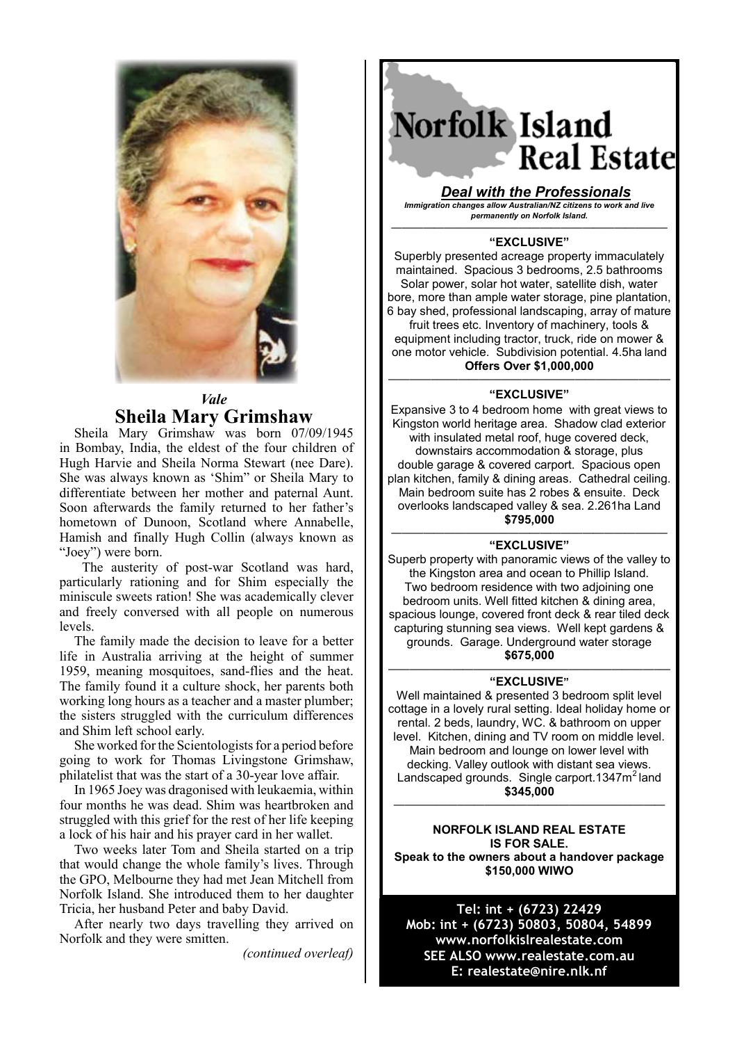*Vale*

# Sheila Mary Grimshaw

Sheila Mary Grimshaw was born 07/09/1945 in Bombay, India, the eldest of the four children of Hugh Harvie and Sheila Norma Stewart (nee Dare). She was always known as 'Shim" or Sheila Mary to differentiate between her mother and paternal Aunt. Soon afterwards the family returned to her father's hometown of Dunoon, Scotland where Annabelle, Hamish and finally Hugh Collin (always known as "Joey") were born.

The austerity of post-war Scotland was hard, particularly rationing and for Shim especially the miniscule sweets ration! She was academically clever and freely conversed with all people on numerous levels.

The family made the decision to leave for a better life in Australia arriving at the height of summer 1959, meaning mosquitoes, sand-flies and the heat. The family found it a culture shock, her parents both working long hours as a teacher and a master plumber; the sisters struggled with the curriculum differences and Shim left school early.

She worked for the Scientologists for a period before going to work for Thomas Livingstone Grimshaw, philatelist that was the start of a 30-year love affair.

In 1965 Joey was dragonised with leukaemia, within four months he was dead. Shim was heartbroken and struggled with this grief for the rest of her life keeping a lock of his hair and his prayer card in her wallet.

Two weeks later Tom and Sheila started on a trip that would change the whole family's lives. Through the GPO, Melbourne they had met Jean Mitchell from Norfolk Island. She introduced them to her daughter Tricia, her husband Peter and baby David.

After nearly two days travelling they arrived on Norfolk and they were smitten.

*(continued overleaf)*

# Norfolk Island Real Estate

***Deal with the Professionals***

***Immigration changes allow Australian/NZ citizens to work and live permanently on Norfolk Island.***

---

**"EXCLUSIVE"**

Superbly presented acreage property immaculately maintained. Spacious 3 bedrooms, 2.5 bathrooms Solar power, solar hot water, satellite dish, water bore, more than ample water storage, pine plantation, 6 bay shed, professional landscaping, array of mature fruit trees etc. Inventory of machinery, tools & equipment including tractor, truck, ride on mower & one motor vehicle. Subdivision potential. 4.5ha land

**Offers Over $1,000,000**

---

**"EXCLUSIVE"**

Expansive 3 to 4 bedroom home with great views to Kingston world heritage area. Shadow clad exterior with insulated metal roof, huge covered deck, downstairs accommodation & storage, plus double garage & covered carport. Spacious open plan kitchen, family & dining areas. Cathedral ceiling. Main bedroom suite has 2 robes & ensuite. Deck overlooks landscaped valley & sea. 2.261ha Land

**$795,000**

---

**"EXCLUSIVE"**

Superb property with panoramic views of the valley to the Kingston area and ocean to Phillip Island. Two bedroom residence with two adjoining one bedroom units. Well fitted kitchen & dining area, spacious lounge, covered front deck & rear tiled deck capturing stunning sea views. Well kept gardens & grounds. Garage. Underground water storage

**$675,000**

---

**"EXCLUSIVE"**

Well maintained & presented 3 bedroom split level cottage in a lovely rural setting. Ideal holiday home or rental. 2 beds, laundry, WC. & bathroom on upper level. Kitchen, dining and TV room on middle level. Main bedroom and lounge on lower level with decking. Valley outlook with distant sea views. Landscaped grounds. Single carport.1347m$^2$ land

**$345,000**

---

**NORFOLK ISLAND REAL ESTATE IS FOR SALE.**
**Speak to the owners about a handover package**
**$150,000 WIWO**

**Tel: int + (6723) 22429**
**Mob: int + (6723) 50803, 50804, 54899**
**www.norfolkislrealestate.com**
**SEE ALSO www.realestate.com.au**
**E: realestate@nire.nlk.nf**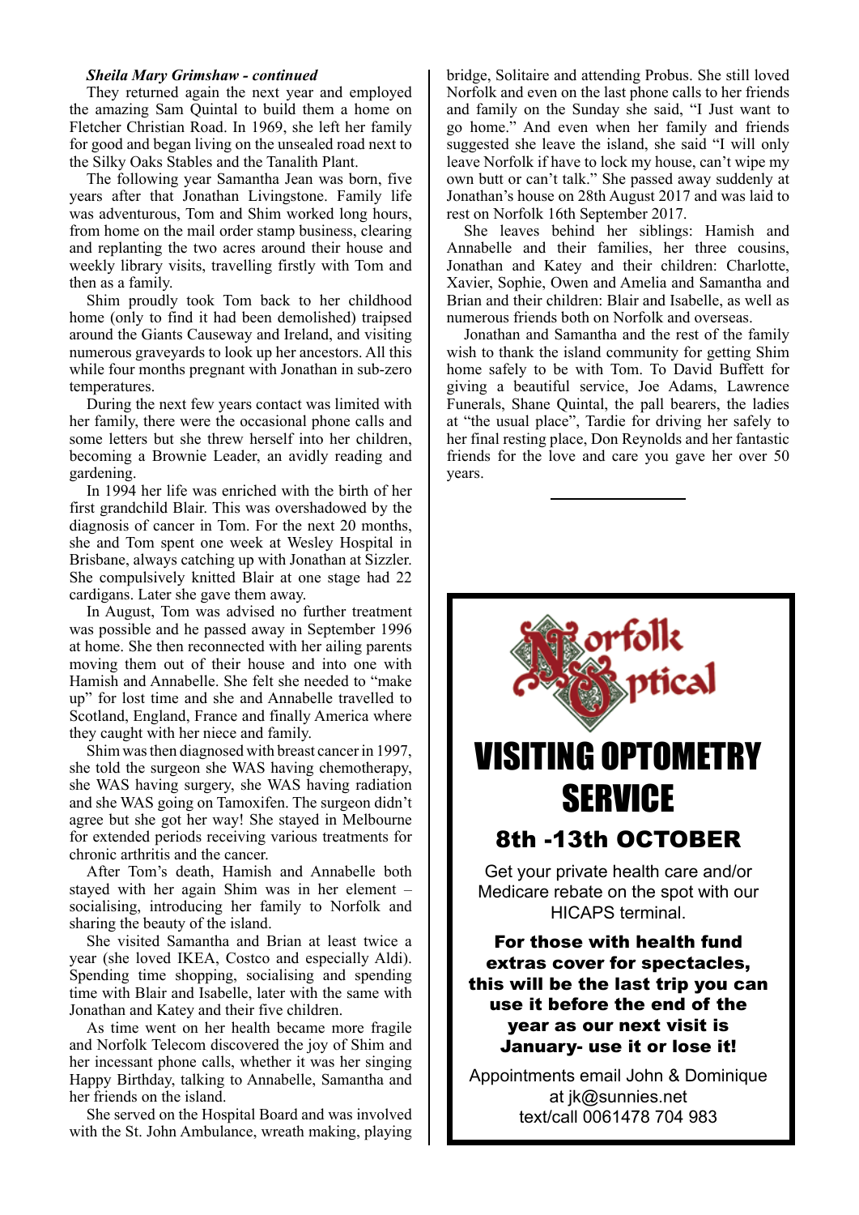***Sheila Mary Grimshaw - continued***

They returned again the next year and employed the amazing Sam Quintal to build them a home on Fletcher Christian Road. In 1969, she left her family for good and began living on the unsealed road next to the Silky Oaks Stables and the Tanalith Plant.

The following year Samantha Jean was born, five years after that Jonathan Livingstone. Family life was adventurous, Tom and Shim worked long hours, from home on the mail order stamp business, clearing and replanting the two acres around their house and weekly library visits, travelling firstly with Tom and then as a family.

Shim proudly took Tom back to her childhood home (only to find it had been demolished) traipsed around the Giants Causeway and Ireland, and visiting numerous graveyards to look up her ancestors. All this while four months pregnant with Jonathan in sub-zero temperatures.

During the next few years contact was limited with her family, there were the occasional phone calls and some letters but she threw herself into her children, becoming a Brownie Leader, an avidly reading and gardening.

In 1994 her life was enriched with the birth of her first grandchild Blair. This was overshadowed by the diagnosis of cancer in Tom. For the next 20 months, she and Tom spent one week at Wesley Hospital in Brisbane, always catching up with Jonathan at Sizzler. She compulsively knitted Blair at one stage had 22 cardigans. Later she gave them away.

In August, Tom was advised no further treatment was possible and he passed away in September 1996 at home. She then reconnected with her ailing parents moving them out of their house and into one with Hamish and Annabelle. She felt she needed to "make up" for lost time and she and Annabelle travelled to Scotland, England, France and finally America where they caught with her niece and family.

Shim was then diagnosed with breast cancer in 1997, she told the surgeon she WAS having chemotherapy, she WAS having surgery, she WAS having radiation and she WAS going on Tamoxifen. The surgeon didn't agree but she got her way! She stayed in Melbourne for extended periods receiving various treatments for chronic arthritis and the cancer.

After Tom's death, Hamish and Annabelle both stayed with her again Shim was in her element – socialising, introducing her family to Norfolk and sharing the beauty of the island.

She visited Samantha and Brian at least twice a year (she loved IKEA, Costco and especially Aldi). Spending time shopping, socialising and spending time with Blair and Isabelle, later with the same with Jonathan and Katey and their five children.

As time went on her health became more fragile and Norfolk Telecom discovered the joy of Shim and her incessant phone calls, whether it was her singing Happy Birthday, talking to Annabelle, Samantha and her friends on the island.

She served on the Hospital Board and was involved with the St. John Ambulance, wreath making, playing bridge, Solitaire and attending Probus. She still loved Norfolk and even on the last phone calls to her friends and family on the Sunday she said, "I Just want to go home." And even when her family and friends suggested she leave the island, she said "I will only leave Norfolk if have to lock my house, can't wipe my own butt or can't talk." She passed away suddenly at Jonathan's house on 28th August 2017 and was laid to rest on Norfolk 16th September 2017.

She leaves behind her siblings: Hamish and Annabelle and their families, her three cousins, Jonathan and Katey and their children: Charlotte, Xavier, Sophie, Owen and Amelia and Samantha and Brian and their children: Blair and Isabelle, as well as numerous friends both on Norfolk and overseas.

Jonathan and Samantha and the rest of the family wish to thank the island community for getting Shim home safely to be with Tom. To David Buffett for giving a beautiful service, Joe Adams, Lawrence Funerals, Shane Quintal, the pall bearers, the ladies at "the usual place", Tardie for driving her safely to her final resting place, Don Reynolds and her fantastic friends for the love and care you gave her over 50 years.

---

**Norfolk Optical**

# VISITING OPTOMETRY SERVICE

## 8th -13th OCTOBER

Get your private health care and/or Medicare rebate on the spot with our HICAPS terminal.

**For those with health fund extras cover for spectacles, this will be the last trip you can use it before the end of the year as our next visit is January- use it or lose it!**

Appointments email John & Dominique at jk@sunnies.net
text/call 0061478 704 983